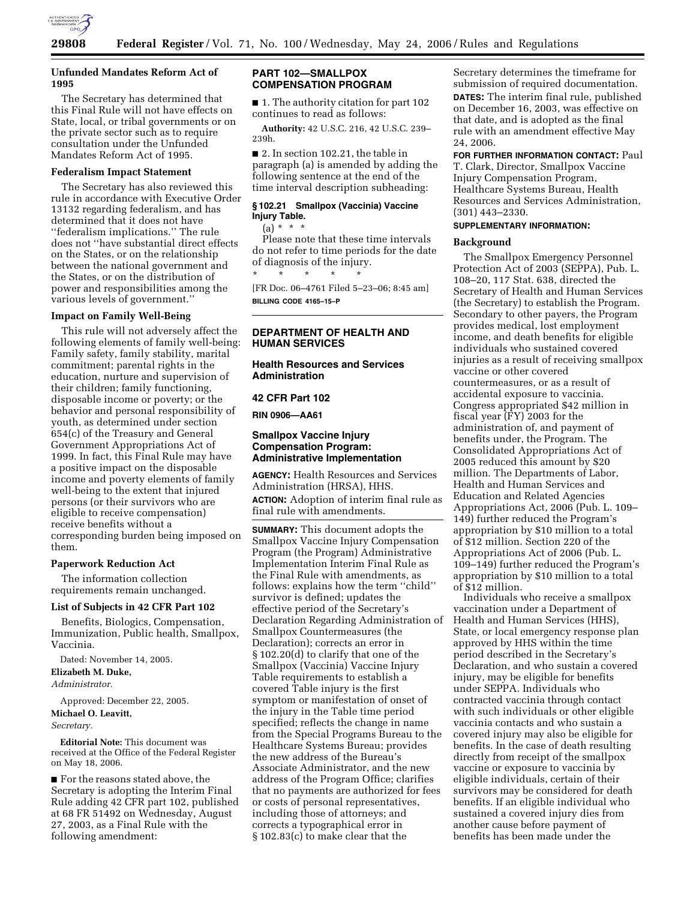### Unfunded Mandates Reform Act of 1995

The Secretary has determined that this Final Rule will not have effects on State, local, or tribal governments or on the private sector such as to require consultation under the Unfunded Mandates Reform Act of 1995.

### Federalism Impact Statement

The Secretary has also reviewed this rule in accordance with Executive Order 13132 regarding federalism, and has determined that it does not have ''federalism implications.'' The rule does not ''have substantial direct effects on the States, or on the relationship between the national government and the States, or on the distribution of power and responsibilities among the various levels of government.''

### Impact on Family Well-Being

This rule will not adversely affect the following elements of family well-being: Family safety, family stability, marital commitment; parental rights in the education, nurture and supervision of their children; family functioning, disposable income or poverty; or the behavior and personal responsibility of youth, as determined under section 654(c) of the Treasury and General Government Appropriations Act of 1999. In fact, this Final Rule may have a positive impact on the disposable income and poverty elements of family well-being to the extent that injured persons (or their survivors who are eligible to receive compensation) receive benefits without a corresponding burden being imposed on them.

### Paperwork Reduction Act

The information collection requirements remain unchanged.

### List of Subjects in 42 CFR Part 102

Benefits, Biologics, Compensation, Immunization, Public health, Smallpox, Vaccinia.

Dated: November 14, 2005.

**Elizabeth M. Duke,**

*Administrator.*

Approved: December 22, 2005.

**Michael O. Leavitt,**

*Secretary.*

**Editorial Note:** This document was received at the Office of the Federal Register on May 18, 2006.

■ For the reasons stated above, the Secretary is adopting the Interim Final Rule adding 42 CFR part 102, published at 68 FR 51492 on Wednesday, August 27, 2003, as a Final Rule with the following amendment:

## PART 102—SMALLPOX COMPENSATION PROGRAM

■ 1. The authority citation for part 102 continues to read as follows:

**Authority:** 42 U.S.C. 216, 42 U.S.C. 239–239h.

■ 2. In section 102.21, the table in paragraph (a) is amended by adding the following sentence at the end of the time interval description subheading:

**§ 102.21 Smallpox (Vaccinia) Vaccine Injury Table.**

(a) * * *

Please note that these time intervals do not refer to time periods for the date of diagnosis of the injury.

\* \* \* \* \*

[FR Doc. 06–4761 Filed 5–23–06; 8:45 am]

**BILLING CODE 4165–15–P**

---

## DEPARTMENT OF HEALTH AND HUMAN SERVICES

### Health Resources and Services Administration

### 42 CFR Part 102

**RIN 0906—AA61**

### Smallpox Vaccine Injury Compensation Program: Administrative Implementation

**AGENCY:** Health Resources and Services Administration (HRSA), HHS.

**ACTION:** Adoption of interim final rule as final rule with amendments.

**SUMMARY:** This document adopts the Smallpox Vaccine Injury Compensation Program (the Program) Administrative Implementation Interim Final Rule as the Final Rule with amendments, as follows: explains how the term ''child'' survivor is defined; updates the effective period of the Secretary's Declaration Regarding Administration of Smallpox Countermeasures (the Declaration); corrects an error in § 102.20(d) to clarify that one of the Smallpox (Vaccinia) Vaccine Injury Table requirements to establish a covered Table injury is the first symptom or manifestation of onset of the injury in the Table time period specified; reflects the change in name from the Special Programs Bureau to the Healthcare Systems Bureau; provides the new address of the Bureau's Associate Administrator, and the new address of the Program Office; clarifies that no payments are authorized for fees or costs of personal representatives, including those of attorneys; and corrects a typographical error in § 102.83(c) to make clear that the Secretary determines the timeframe for submission of required documentation.

**DATES:** The interim final rule, published on December 16, 2003, was effective on that date, and is adopted as the final rule with an amendment effective May 24, 2006.

**FOR FURTHER INFORMATION CONTACT:** Paul T. Clark, Director, Smallpox Vaccine Injury Compensation Program, Healthcare Systems Bureau, Health Resources and Services Administration, (301) 443–2330.

**SUPPLEMENTARY INFORMATION:**

### Background

The Smallpox Emergency Personnel Protection Act of 2003 (SEPPA), Pub. L. 108–20, 117 Stat. 638, directed the Secretary of Health and Human Services (the Secretary) to establish the Program. Secondary to other payers, the Program provides medical, lost employment income, and death benefits for eligible individuals who sustained covered injuries as a result of receiving smallpox vaccine or other covered countermeasures, or as a result of accidental exposure to vaccinia. Congress appropriated $42 million in fiscal year (FY) 2003 for the administration of, and payment of benefits under, the Program. The Consolidated Appropriations Act of 2005 reduced this amount by $20 million. The Departments of Labor, Health and Human Services and Education and Related Agencies Appropriations Act, 2006 (Pub. L. 109–149) further reduced the Program's appropriation by $10 million to a total of $12 million. Section 220 of the Appropriations Act of 2006 (Pub. L. 109–149) further reduced the Program's appropriation by $10 million to a total of $12 million.

Individuals who receive a smallpox vaccination under a Department of Health and Human Services (HHS), State, or local emergency response plan approved by HHS within the time period described in the Secretary's Declaration, and who sustain a covered injury, may be eligible for benefits under SEPPA. Individuals who contracted vaccinia through contact with such individuals or other eligible vaccinia contacts and who sustain a covered injury may also be eligible for benefits. In the case of death resulting directly from receipt of the smallpox vaccine or exposure to vaccinia by eligible individuals, certain of their survivors may be considered for death benefits. If an eligible individual who sustained a covered injury dies from another cause before payment of benefits has been made under the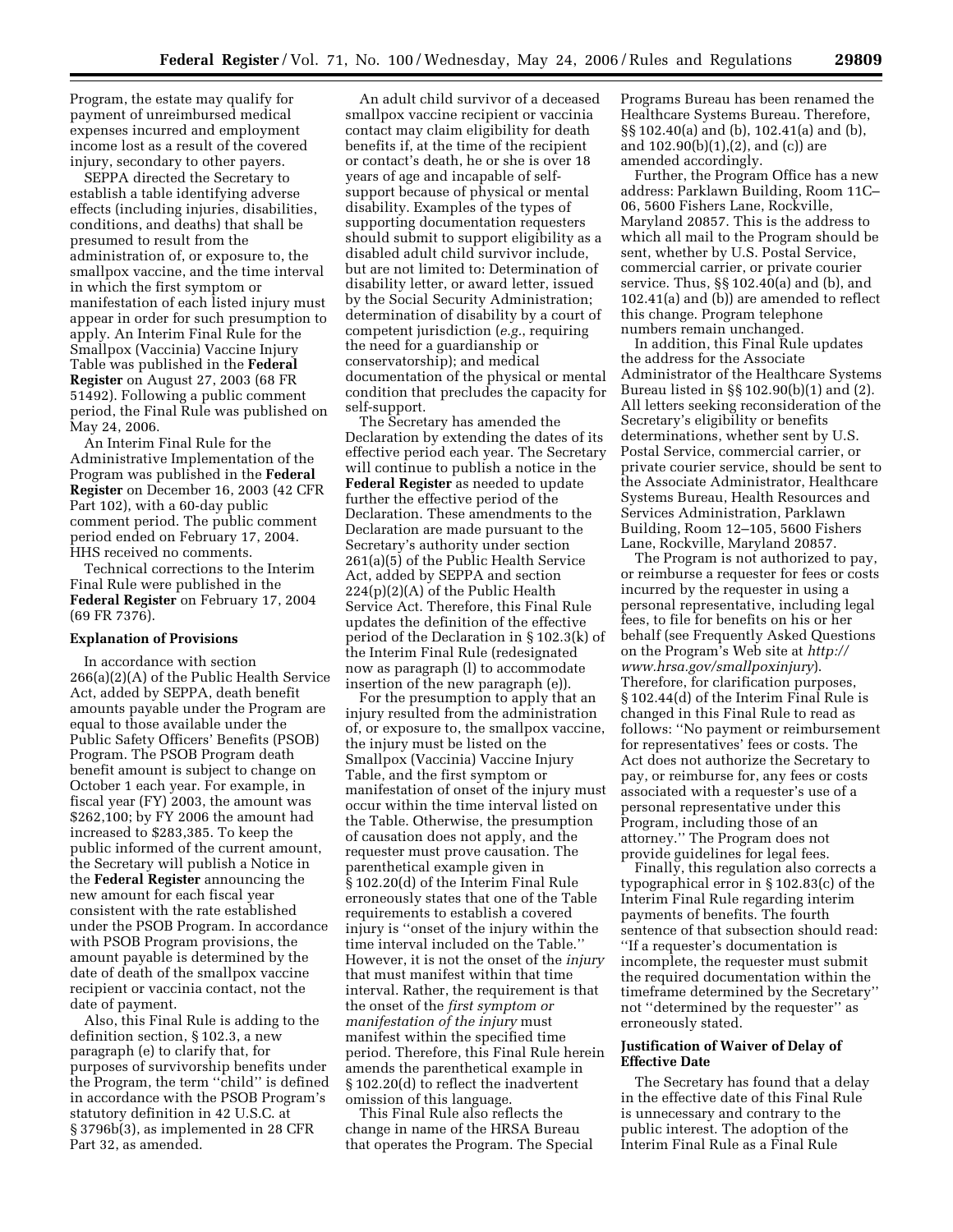Program, the estate may qualify for payment of unreimbursed medical expenses incurred and employment income lost as a result of the covered injury, secondary to other payers.

SEPPA directed the Secretary to establish a table identifying adverse effects (including injuries, disabilities, conditions, and deaths) that shall be presumed to result from the administration of, or exposure to, the smallpox vaccine, and the time interval in which the first symptom or manifestation of each listed injury must appear in order for such presumption to apply. An Interim Final Rule for the Smallpox (Vaccinia) Vaccine Injury Table was published in the **Federal Register** on August 27, 2003 (68 FR 51492). Following a public comment period, the Final Rule was published on May 24, 2006.

An Interim Final Rule for the Administrative Implementation of the Program was published in the **Federal Register** on December 16, 2003 (42 CFR Part 102), with a 60-day public comment period. The public comment period ended on February 17, 2004. HHS received no comments.

Technical corrections to the Interim Final Rule were published in the **Federal Register** on February 17, 2004 (69 FR 7376).

**Explanation of Provisions**

In accordance with section 266(a)(2)(A) of the Public Health Service Act, added by SEPPA, death benefit amounts payable under the Program are equal to those available under the Public Safety Officers' Benefits (PSOB) Program. The PSOB Program death benefit amount is subject to change on October 1 each year. For example, in fiscal year (FY) 2003, the amount was $262,100; by FY 2006 the amount had increased to $283,385. To keep the public informed of the current amount, the Secretary will publish a Notice in the **Federal Register** announcing the new amount for each fiscal year consistent with the rate established under the PSOB Program. In accordance with PSOB Program provisions, the amount payable is determined by the date of death of the smallpox vaccine recipient or vaccinia contact, not the date of payment.

Also, this Final Rule is adding to the definition section, § 102.3, a new paragraph (e) to clarify that, for purposes of survivorship benefits under the Program, the term ''child'' is defined in accordance with the PSOB Program's statutory definition in 42 U.S.C. at § 3796b(3), as implemented in 28 CFR Part 32, as amended.

An adult child survivor of a deceased smallpox vaccine recipient or vaccinia contact may claim eligibility for death benefits if, at the time of the recipient or contact's death, he or she is over 18 years of age and incapable of self-support because of physical or mental disability. Examples of the types of supporting documentation requesters should submit to support eligibility as a disabled adult child survivor include, but are not limited to: Determination of disability letter, or award letter, issued by the Social Security Administration; determination of disability by a court of competent jurisdiction (*e.g.*, requiring the need for a guardianship or conservatorship); and medical documentation of the physical or mental condition that precludes the capacity for self-support.

The Secretary has amended the Declaration by extending the dates of its effective period each year. The Secretary will continue to publish a notice in the **Federal Register** as needed to update further the effective period of the Declaration. These amendments to the Declaration are made pursuant to the Secretary's authority under section 261(a)(5) of the Public Health Service Act, added by SEPPA and section 224(p)(2)(A) of the Public Health Service Act. Therefore, this Final Rule updates the definition of the effective period of the Declaration in § 102.3(k) of the Interim Final Rule (redesignated now as paragraph (l) to accommodate insertion of the new paragraph (e)).

For the presumption to apply that an injury resulted from the administration of, or exposure to, the smallpox vaccine, the injury must be listed on the Smallpox (Vaccinia) Vaccine Injury Table, and the first symptom or manifestation of onset of the injury must occur within the time interval listed on the Table. Otherwise, the presumption of causation does not apply, and the requester must prove causation. The parenthetical example given in § 102.20(d) of the Interim Final Rule erroneously states that one of the Table requirements to establish a covered injury is ''onset of the injury within the time interval included on the Table.'' However, it is not the onset of the *injury* that must manifest within that time interval. Rather, the requirement is that the onset of the *first symptom or manifestation of the injury* must manifest within the specified time period. Therefore, this Final Rule herein amends the parenthetical example in § 102.20(d) to reflect the inadvertent omission of this language.

This Final Rule also reflects the change in name of the HRSA Bureau that operates the Program. The Special Programs Bureau has been renamed the Healthcare Systems Bureau. Therefore, §§ 102.40(a) and (b), 102.41(a) and (b), and 102.90(b)(1),(2), and (c)) are amended accordingly.

Further, the Program Office has a new address: Parklawn Building, Room 11C–06, 5600 Fishers Lane, Rockville, Maryland 20857. This is the address to which all mail to the Program should be sent, whether by U.S. Postal Service, commercial carrier, or private courier service. Thus, §§ 102.40(a) and (b), and 102.41(a) and (b)) are amended to reflect this change. Program telephone numbers remain unchanged.

In addition, this Final Rule updates the address for the Associate Administrator of the Healthcare Systems Bureau listed in §§ 102.90(b)(1) and (2). All letters seeking reconsideration of the Secretary's eligibility or benefits determinations, whether sent by U.S. Postal Service, commercial carrier, or private courier service, should be sent to the Associate Administrator, Healthcare Systems Bureau, Health Resources and Services Administration, Parklawn Building, Room 12–105, 5600 Fishers Lane, Rockville, Maryland 20857.

The Program is not authorized to pay, or reimburse a requester for fees or costs incurred by the requester in using a personal representative, including legal fees, to file for benefits on his or her behalf (see Frequently Asked Questions on the Program's Web site at *http://www.hrsa.gov/smallpoxinjury*). Therefore, for clarification purposes, § 102.44(d) of the Interim Final Rule is changed in this Final Rule to read as follows: ''No payment or reimbursement for representatives' fees or costs. The Act does not authorize the Secretary to pay, or reimburse for, any fees or costs associated with a requester's use of a personal representative under this Program, including those of an attorney.'' The Program does not provide guidelines for legal fees.

Finally, this regulation also corrects a typographical error in § 102.83(c) of the Interim Final Rule regarding interim payments of benefits. The fourth sentence of that subsection should read: ''If a requester's documentation is incomplete, the requester must submit the required documentation within the timeframe determined by the Secretary'' not ''determined by the requester'' as erroneously stated.

**Justification of Waiver of Delay of Effective Date**

The Secretary has found that a delay in the effective date of this Final Rule is unnecessary and contrary to the public interest. The adoption of the Interim Final Rule as a Final Rule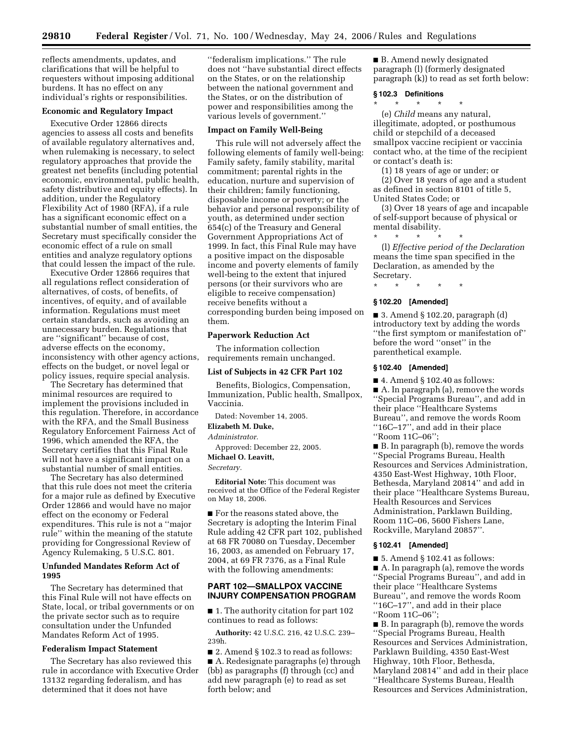reflects amendments, updates, and clarifications that will be helpful to requesters without imposing additional burdens. It has no effect on any individual's rights or responsibilities.

**Economic and Regulatory Impact**

Executive Order 12866 directs agencies to assess all costs and benefits of available regulatory alternatives and, when rulemaking is necessary, to select regulatory approaches that provide the greatest net benefits (including potential economic, environmental, public health, safety distributive and equity effects). In addition, under the Regulatory Flexibility Act of 1980 (RFA), if a rule has a significant economic effect on a substantial number of small entities, the Secretary must specifically consider the economic effect of a rule on small entities and analyze regulatory options that could lessen the impact of the rule.

Executive Order 12866 requires that all regulations reflect consideration of alternatives, of costs, of benefits, of incentives, of equity, and of available information. Regulations must meet certain standards, such as avoiding an unnecessary burden. Regulations that are ''significant'' because of cost, adverse effects on the economy, inconsistency with other agency actions, effects on the budget, or novel legal or policy issues, require special analysis.

The Secretary has determined that minimal resources are required to implement the provisions included in this regulation. Therefore, in accordance with the RFA, and the Small Business Regulatory Enforcement Fairness Act of 1996, which amended the RFA, the Secretary certifies that this Final Rule will not have a significant impact on a substantial number of small entities.

The Secretary has also determined that this rule does not meet the criteria for a major rule as defined by Executive Order 12866 and would have no major effect on the economy or Federal expenditures. This rule is not a ''major rule'' within the meaning of the statute providing for Congressional Review of Agency Rulemaking, 5 U.S.C. 801.

**Unfunded Mandates Reform Act of 1995**

The Secretary has determined that this Final Rule will not have effects on State, local, or tribal governments or on the private sector such as to require consultation under the Unfunded Mandates Reform Act of 1995.

**Federalism Impact Statement**

The Secretary has also reviewed this rule in accordance with Executive Order 13132 regarding federalism, and has determined that it does not have ''federalism implications.'' The rule does not ''have substantial direct effects on the States, or on the relationship between the national government and the States, or on the distribution of power and responsibilities among the various levels of government.''

**Impact on Family Well-Being**

This rule will not adversely affect the following elements of family well-being: Family safety, family stability, marital commitment; parental rights in the education, nurture and supervision of their children; family functioning, disposable income or poverty; or the behavior and personal responsibility of youth, as determined under section 654(c) of the Treasury and General Government Appropriations Act of 1999. In fact, this Final Rule may have a positive impact on the disposable income and poverty elements of family well-being to the extent that injured persons (or their survivors who are eligible to receive compensation) receive benefits without a corresponding burden being imposed on them.

**Paperwork Reduction Act**

The information collection requirements remain unchanged.

**List of Subjects in 42 CFR Part 102**

Benefits, Biologics, Compensation, Immunization, Public health, Smallpox, Vaccinia.

Dated: November 14, 2005.

**Elizabeth M. Duke,**

*Administrator.*

Approved: December 22, 2005.

**Michael O. Leavitt,**

*Secretary.*

**Editorial Note:** This document was received at the Office of the Federal Register on May 18, 2006.

■ For the reasons stated above, the Secretary is adopting the Interim Final Rule adding 42 CFR part 102, published at 68 FR 70080 on Tuesday, December 16, 2003, as amended on February 17, 2004, at 69 FR 7376, as a Final Rule with the following amendments:

## PART 102—SMALLPOX VACCINE INJURY COMPENSATION PROGRAM

■ 1. The authority citation for part 102 continues to read as follows:

**Authority:** 42 U.S.C. 216, 42 U.S.C. 239–239h.

■ 2. Amend § 102.3 to read as follows:

■ A. Redesignate paragraphs (e) through (bb) as paragraphs (f) through (cc) and add new paragraph (e) to read as set forth below; and

■ B. Amend newly designated paragraph (l) (formerly designated paragraph (k)) to read as set forth below:

### § 102.3 Definitions

\* \* \* \* \*

(e) *Child* means any natural, illegitimate, adopted, or posthumous child or stepchild of a deceased smallpox vaccine recipient or vaccinia contact who, at the time of the recipient or contact's death is:

(1) 18 years of age or under; or

(2) Over 18 years of age and a student as defined in section 8101 of title 5, United States Code; or

(3) Over 18 years of age and incapable of self-support because of physical or mental disability.

\* \* \* \* \*

(l) *Effective period of the Declaration* means the time span specified in the Declaration, as amended by the Secretary.

\* \* \* \* \*

### § 102.20 [Amended]

■ 3. Amend § 102.20, paragraph (d) introductory text by adding the words ''the first symptom or manifestation of'' before the word ''onset'' in the parenthetical example.

### § 102.40 [Amended]

■ 4. Amend § 102.40 as follows:

■ A. In paragraph (a), remove the words ''Special Programs Bureau'', and add in their place ''Healthcare Systems Bureau'', and remove the words Room ''16C–17'', and add in their place ''Room 11C–06'';

■ B. In paragraph (b), remove the words ''Special Programs Bureau, Health Resources and Services Administration, 4350 East-West Highway, 10th Floor, Bethesda, Maryland 20814'' and add in their place ''Healthcare Systems Bureau, Health Resources and Services Administration, Parklawn Building, Room 11C–06, 5600 Fishers Lane, Rockville, Maryland 20857''.

### § 102.41 [Amended]

■ 5. Amend § 102.41 as follows:

■ A. In paragraph (a), remove the words ''Special Programs Bureau'', and add in their place ''Healthcare Systems Bureau'', and remove the words Room ''16C–17'', and add in their place ''Room 11C–06'';

■ B. In paragraph (b), remove the words ''Special Programs Bureau, Health Resources and Services Administration, Parklawn Building, 4350 East-West Highway, 10th Floor, Bethesda, Maryland 20814'' and add in their place ''Healthcare Systems Bureau, Health Resources and Services Administration,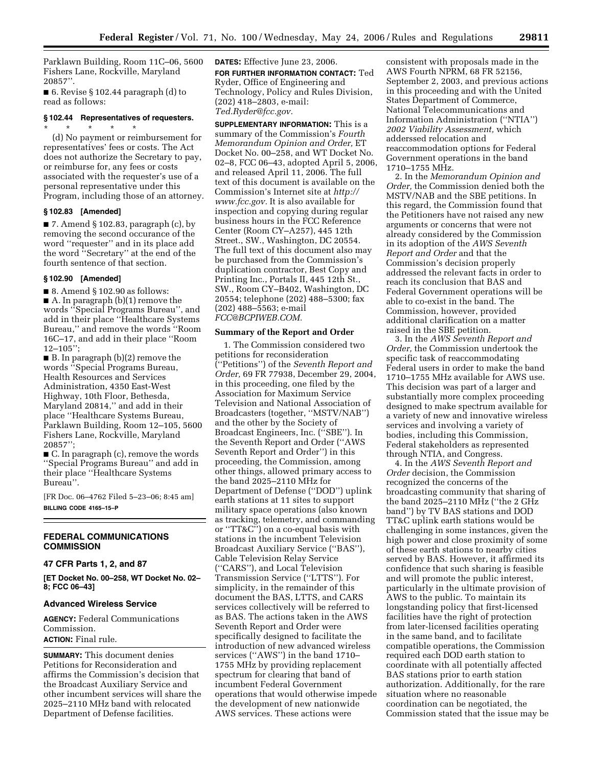Parklawn Building, Room 11C–06, 5600 Fishers Lane, Rockville, Maryland 20857''.

■ 6. Revise § 102.44 paragraph (d) to read as follows:

**§ 102.44 Representatives of requesters.**

\* \* \* \* \*

(d) No payment or reimbursement for representatives' fees or costs. The Act does not authorize the Secretary to pay, or reimburse for, any fees or costs associated with the requester's use of a personal representative under this Program, including those of an attorney.

**§ 102.83 [Amended]**

■ 7. Amend § 102.83, paragraph (c), by removing the second occurance of the word ''requester'' and in its place add the word ''Secretary'' at the end of the fourth sentence of that section.

**§ 102.90 [Amended]**

■ 8. Amend § 102.90 as follows:

■ A. In paragraph (b)(1) remove the words ''Special Programs Bureau'', and add in their place ''Healthcare Systems Bureau,'' and remove the words ''Room 16C–17, and add in their place ''Room 12–105'';

■ B. In paragraph (b)(2) remove the words ''Special Programs Bureau, Health Resources and Services Administration, 4350 East-West Highway, 10th Floor, Bethesda, Maryland 20814,'' and add in their place ''Healthcare Systems Bureau, Parklawn Building, Room 12–105, 5600 Fishers Lane, Rockville, Maryland 20857'';

■ C. In paragraph (c), remove the words ''Special Programs Bureau'' and add in their place ''Healthcare Systems Bureau''.

[FR Doc. 06–4762 Filed 5–23–06; 8:45 am]

**BILLING CODE 4165–15–P**

## FEDERAL COMMUNICATIONS COMMISSION

### 47 CFR Parts 1, 2, and 87

**[ET Docket No. 00–258, WT Docket No. 02–8; FCC 06–43]**

### Advanced Wireless Service

**AGENCY:** Federal Communications Commission.

**ACTION:** Final rule.

**SUMMARY:** This document denies Petitions for Reconsideration and affirms the Commission's decision that the Broadcast Auxiliary Service and other incumbent services will share the 2025–2110 MHz band with relocated Department of Defense facilities.

**DATES:** Effective June 23, 2006.

**FOR FURTHER INFORMATION CONTACT:** Ted Ryder, Office of Engineering and Technology, Policy and Rules Division, (202) 418–2803, e-mail: *Ted.Ryder@fcc.gov.*

**SUPPLEMENTARY INFORMATION:** This is a summary of the Commission's *Fourth Memorandum Opinion and Order,* ET Docket No. 00–258, and WT Docket No. 02–8, FCC 06–43, adopted April 5, 2006, and released April 11, 2006. The full text of this document is available on the Commission's Internet site at *http://www.fcc.gov.* It is also available for inspection and copying during regular business hours in the FCC Reference Center (Room CY–A257), 445 12th Street., SW., Washington, DC 20554. The full text of this document also may be purchased from the Commission's duplication contractor, Best Copy and Printing Inc., Portals II, 445 12th St., SW., Room CY–B402, Washington, DC 20554; telephone (202) 488–5300; fax (202) 488–5563; e-mail *FCC@BCPIWEB.COM.*

### Summary of the Report and Order

1. The Commission considered two petitions for reconsideration (''Petitions'') of the *Seventh Report and Order,* 69 FR 77938, December 29, 2004, in this proceeding, one filed by the Association for Maximum Service Television and National Association of Broadcasters (together, ''MSTV/NAB'') and the other by the Society of Broadcast Engineers, Inc. (''SBE''). In the Seventh Report and Order (''AWS Seventh Report and Order'') in this proceeding, the Commission, among other things, allowed primary access to the band 2025–2110 MHz for Department of Defense (''DOD'') uplink earth stations at 11 sites to support military space operations (also known as tracking, telemetry, and commanding or ''TT&C'') on a co-equal basis with stations in the incumbent Television Broadcast Auxiliary Service (''BAS''), Cable Television Relay Service (''CARS''), and Local Television Transmission Service (''LTTS''). For simplicity, in the remainder of this document the BAS, LTTS, and CARS services collectively will be referred to as BAS. The actions taken in the AWS Seventh Report and Order were specifically designed to facilitate the introduction of new advanced wireless services (''AWS'') in the band 1710–1755 MHz by providing replacement spectrum for clearing that band of incumbent Federal Government operations that would otherwise impede the development of new nationwide AWS services. These actions were consistent with proposals made in the AWS Fourth NPRM, 68 FR 52156, September 2, 2003, and previous actions in this proceeding and with the United States Department of Commerce, National Telecommunications and Information Administration (''NTIA'') *2002 Viability Assessment,* which adderssed relocation and reaccommodation options for Federal Government operations in the band 1710–1755 MHz.

2. In the *Memorandum Opinion and Order,* the Commission denied both the MSTV/NAB and the SBE petitions. In this regard, the Commission found that the Petitioners have not raised any new arguments or concerns that were not already considered by the Commission in its adoption of the *AWS Seventh Report and Order* and that the Commission's decision properly addressed the relevant facts in order to reach its conclusion that BAS and Federal Government operations will be able to co-exist in the band. The Commission, however, provided additional clarification on a matter raised in the SBE petition.

3. In the *AWS Seventh Report and Order,* the Commission undertook the specific task of reaccommodating Federal users in order to make the band 1710–1755 MHz available for AWS use. This decision was part of a larger and substantially more complex proceeding designed to make spectrum available for a variety of new and innovative wireless services and involving a variety of bodies, including this Commission, Federal stakeholders as represented through NTIA, and Congress.

4. In the *AWS Seventh Report and Order* decision, the Commission recognized the concerns of the broadcasting community that sharing of the band 2025–2110 MHz (''the 2 GHz band'') by TV BAS stations and DOD TT&C uplink earth stations would be challenging in some instances, given the high power and close proximity of some of these earth stations to nearby cities served by BAS. However, it affirmed its confidence that such sharing is feasible and will promote the public interest, particularly in the ultimate provision of AWS to the public. To maintain its longstanding policy that first-licensed facilities have the right of protection from later-licensed facilities operating in the same band, and to facilitate compatible operations, the Commission required each DOD earth station to coordinate with all potentially affected BAS stations prior to earth station authorization. Additionally, for the rare situation where no reasonable coordination can be negotiated, the Commission stated that the issue may be